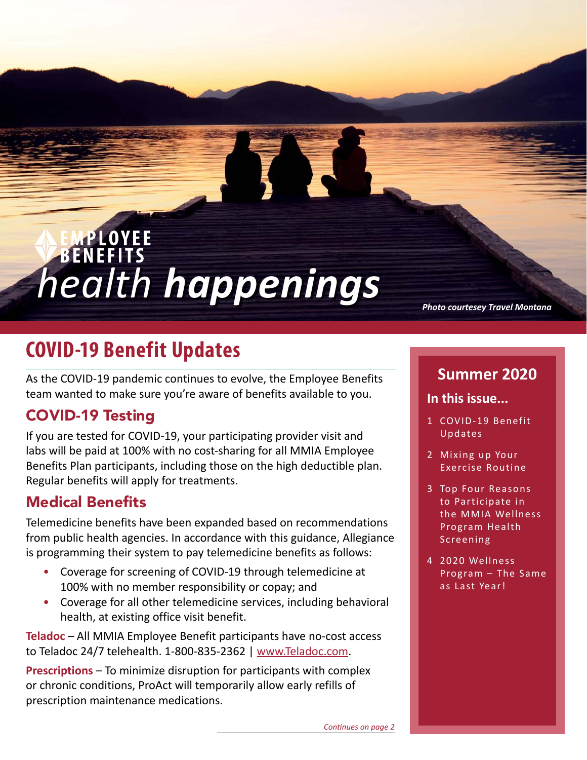# EMPLOYEE BENEFITS health happenings

*Photo courtesey Travel Montana*

## COVID-19 Benefit Updates

As the COVID-19 pandemic continues to evolve, the Employee Benefits team wanted to make sure you're aware of benefits available to you.

### COVID-19 Testing

If you are tested for COVID-19, your participating provider visit and labs will be paid at 100% with no cost-sharing for all MMIA Employee Benefits Plan participants, including those on the high deductible plan. Regular benefits will apply for treatments.

### Medical Benefits

Telemedicine benefits have been expanded based on recommendations from public health agencies. In accordance with this guidance, Allegiance is programming their system to pay telemedicine benefits as follows:

- Coverage for screening of COVID-19 through telemedicine at 100% with no member responsibility or copay; and
- Coverage for all other telemedicine services, including behavioral health, at existing office visit benefit.

**Teladoc** – All MMIA Employee Benefit participants have no-cost access to Teladoc 24/7 telehealth. 1-800-835-2362 | www.Teladoc.com.

**Prescriptions** – To minimize disruption for participants with complex or chronic conditions, ProAct will temporarily allow early refills of prescription maintenance medications.

*Continues on page 2*

## Summer 2020

### In this issue...

1. COVID-19 Benefit Updates
2. Mixing up Your Exercise Routine
3. Top Four Reasons to Participate in the MMIA Wellness Program Health Screening
4. 2020 Wellness Program – The Same as Last Year!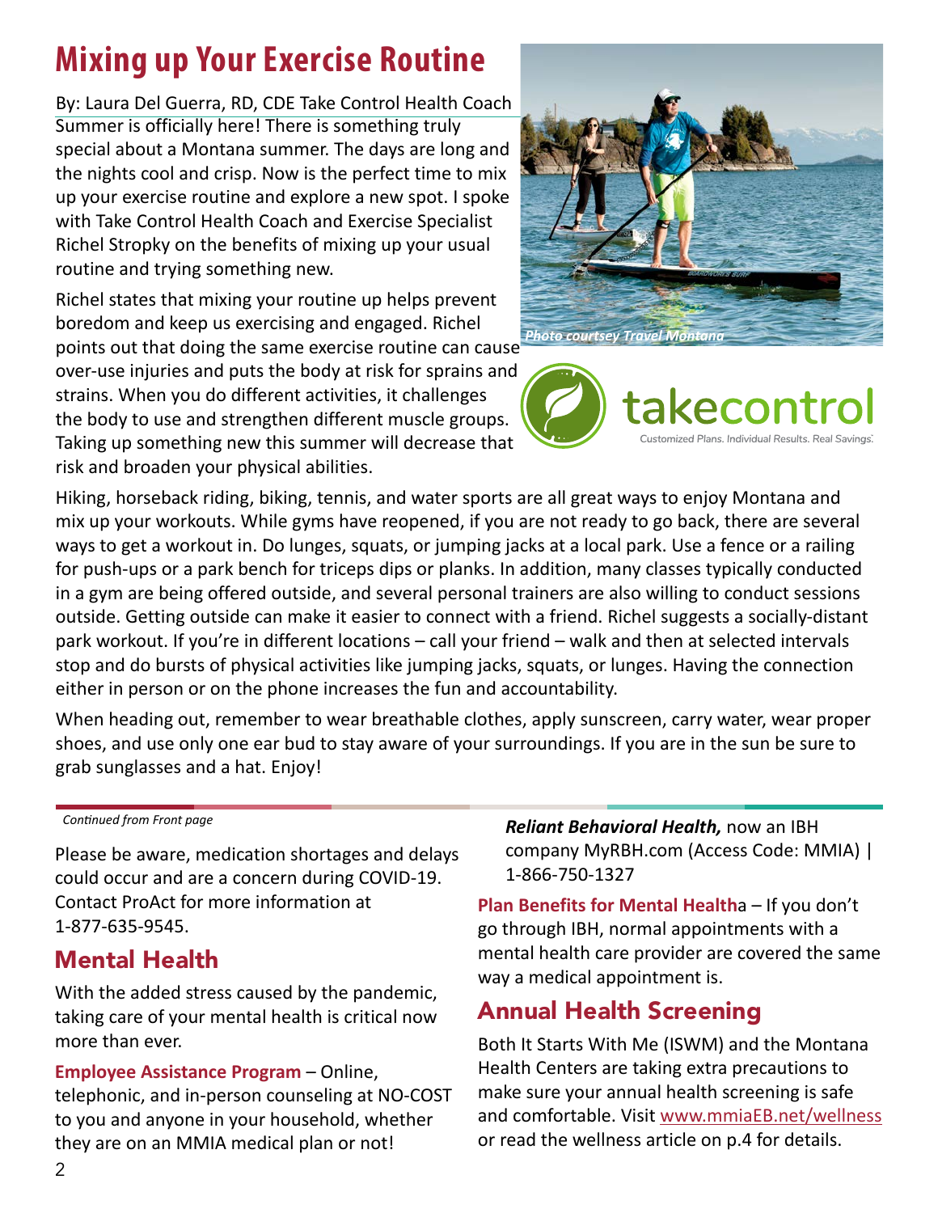# Mixing up Your Exercise Routine

By: Laura Del Guerra, RD, CDE Take Control Health Coach

Summer is officially here! There is something truly special about a Montana summer. The days are long and the nights cool and crisp. Now is the perfect time to mix up your exercise routine and explore a new spot. I spoke with Take Control Health Coach and Exercise Specialist Richel Stropky on the benefits of mixing up your usual routine and trying something new.

Richel states that mixing your routine up helps prevent boredom and keep us exercising and engaged. Richel points out that doing the same exercise routine can cause over-use injuries and puts the body at risk for sprains and strains. When you do different activities, it challenges the body to use and strengthen different muscle groups. Taking up something new this summer will decrease that risk and broaden your physical abilities.

*Photo courtsey Travel Montana*

takecontrol
Customized Plans. Individual Results. Real Savings.

Hiking, horseback riding, biking, tennis, and water sports are all great ways to enjoy Montana and mix up your workouts. While gyms have reopened, if you are not ready to go back, there are several ways to get a workout in. Do lunges, squats, or jumping jacks at a local park. Use a fence or a railing for push-ups or a park bench for triceps dips or planks. In addition, many classes typically conducted in a gym are being offered outside, and several personal trainers are also willing to conduct sessions outside. Getting outside can make it easier to connect with a friend. Richel suggests a socially-distant park workout. If you're in different locations – call your friend – walk and then at selected intervals stop and do bursts of physical activities like jumping jacks, squats, or lunges. Having the connection either in person or on the phone increases the fun and accountability.

When heading out, remember to wear breathable clothes, apply sunscreen, carry water, wear proper shoes, and use only one ear bud to stay aware of your surroundings. If you are in the sun be sure to grab sunglasses and a hat. Enjoy!

*Continued from Front page*

Please be aware, medication shortages and delays could occur and are a concern during COVID-19. Contact ProAct for more information at 1-877-635-9545.

## Mental Health

With the added stress caused by the pandemic, taking care of your mental health is critical now more than ever.

**Employee Assistance Program** – Online, telephonic, and in-person counseling at NO-COST to you and anyone in your household, whether they are on an MMIA medical plan or not!

***Reliant Behavioral Health,*** now an IBH company MyRBH.com (Access Code: MMIA) | 1-866-750-1327

**Plan Benefits for Mental Health**a – If you don't go through IBH, normal appointments with a mental health care provider are covered the same way a medical appointment is.

## Annual Health Screening

Both It Starts With Me (ISWM) and the Montana Health Centers are taking extra precautions to make sure your annual health screening is safe and comfortable. Visit www.mmiaEB.net/wellness or read the wellness article on p.4 for details.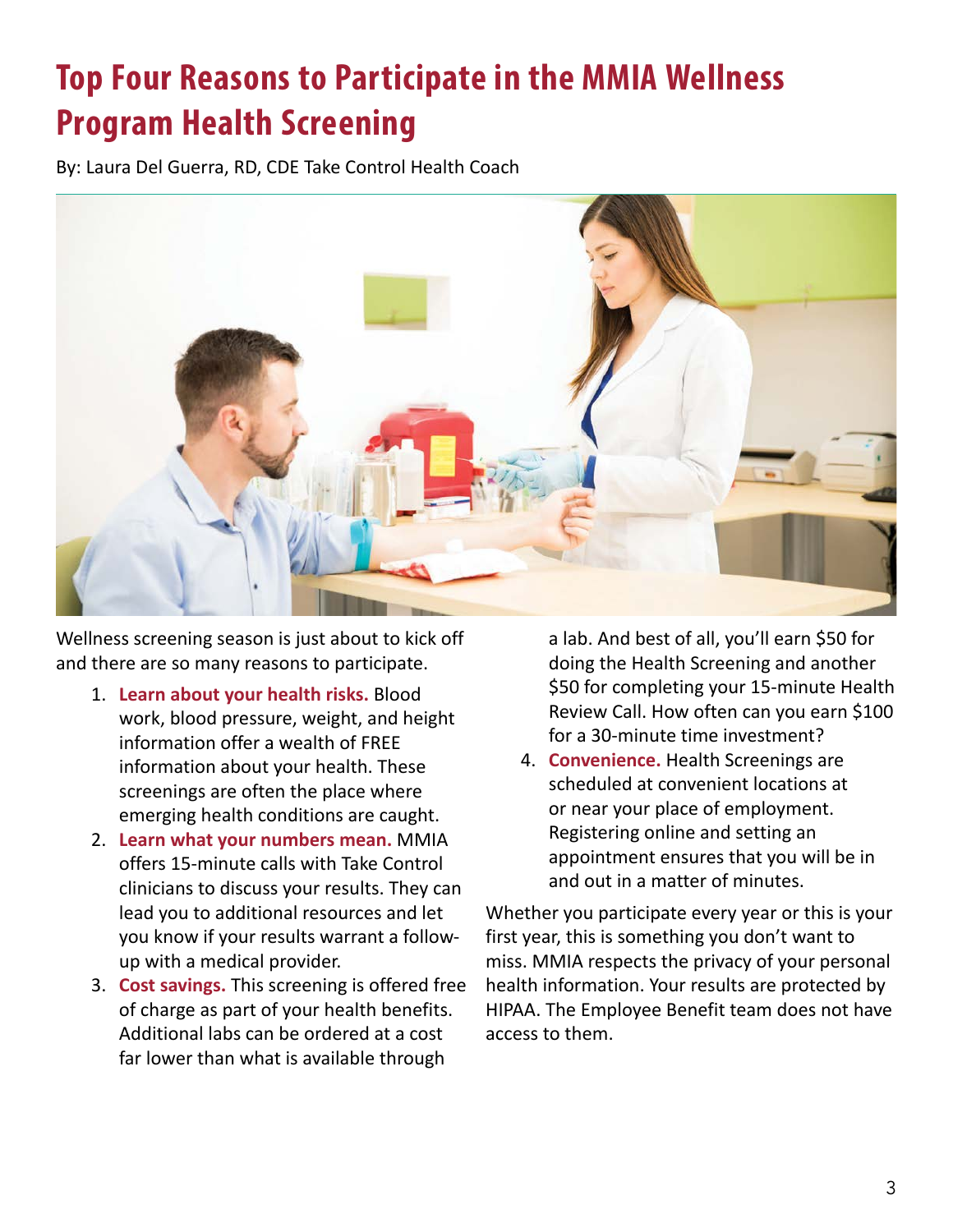# Top Four Reasons to Participate in the MMIA Wellness Program Health Screening

By: Laura Del Guerra, RD, CDE Take Control Health Coach

Wellness screening season is just about to kick off and there are so many reasons to participate.

1. **Learn about your health risks.** Blood work, blood pressure, weight, and height information offer a wealth of FREE information about your health. These screenings are often the place where emerging health conditions are caught.
2. **Learn what your numbers mean.** MMIA offers 15-minute calls with Take Control clinicians to discuss your results. They can lead you to additional resources and let you know if your results warrant a follow-up with a medical provider.
3. **Cost savings.** This screening is offered free of charge as part of your health benefits. Additional labs can be ordered at a cost far lower than what is available through a lab. And best of all, you'll earn $50 for doing the Health Screening and another $50 for completing your 15-minute Health Review Call. How often can you earn $100 for a 30-minute time investment?
4. **Convenience.** Health Screenings are scheduled at convenient locations at or near your place of employment. Registering online and setting an appointment ensures that you will be in and out in a matter of minutes.

Whether you participate every year or this is your first year, this is something you don't want to miss. MMIA respects the privacy of your personal health information. Your results are protected by HIPAA. The Employee Benefit team does not have access to them.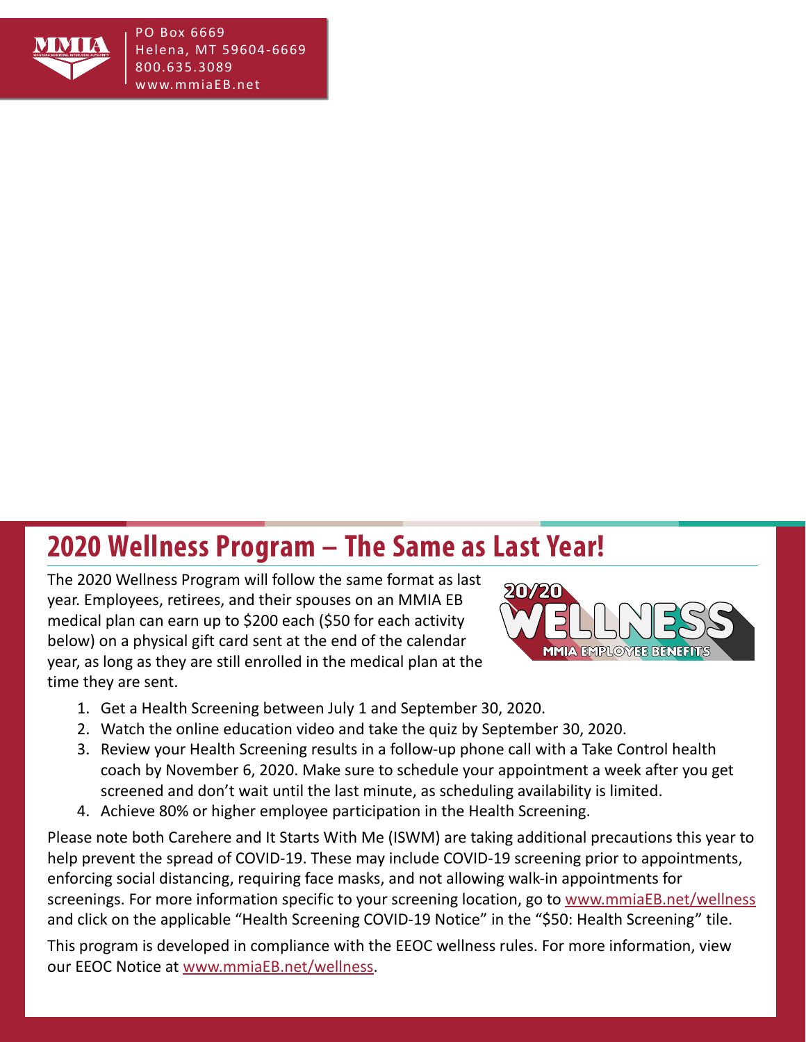PO Box 6669
Helena, MT 59604-6669
800.635.3089
www.mmiaEB.net

## 2020 Wellness Program – The Same as Last Year!

The 2020 Wellness Program will follow the same format as last year. Employees, retirees, and their spouses on an MMIA EB medical plan can earn up to $200 each ($50 for each activity below) on a physical gift card sent at the end of the calendar year, as long as they are still enrolled in the medical plan at the time they are sent.

1. Get a Health Screening between July 1 and September 30, 2020.
2. Watch the online education video and take the quiz by September 30, 2020.
3. Review your Health Screening results in a follow-up phone call with a Take Control health coach by November 6, 2020. Make sure to schedule your appointment a week after you get screened and don't wait until the last minute, as scheduling availability is limited.
4. Achieve 80% or higher employee participation in the Health Screening.

Please note both Carehere and It Starts With Me (ISWM) are taking additional precautions this year to help prevent the spread of COVID-19. These may include COVID-19 screening prior to appointments, enforcing social distancing, requiring face masks, and not allowing walk-in appointments for screenings. For more information specific to your screening location, go to www.mmiaEB.net/wellness and click on the applicable "Health Screening COVID-19 Notice" in the "$50: Health Screening" tile.

This program is developed in compliance with the EEOC wellness rules. For more information, view our EEOC Notice at www.mmiaEB.net/wellness.